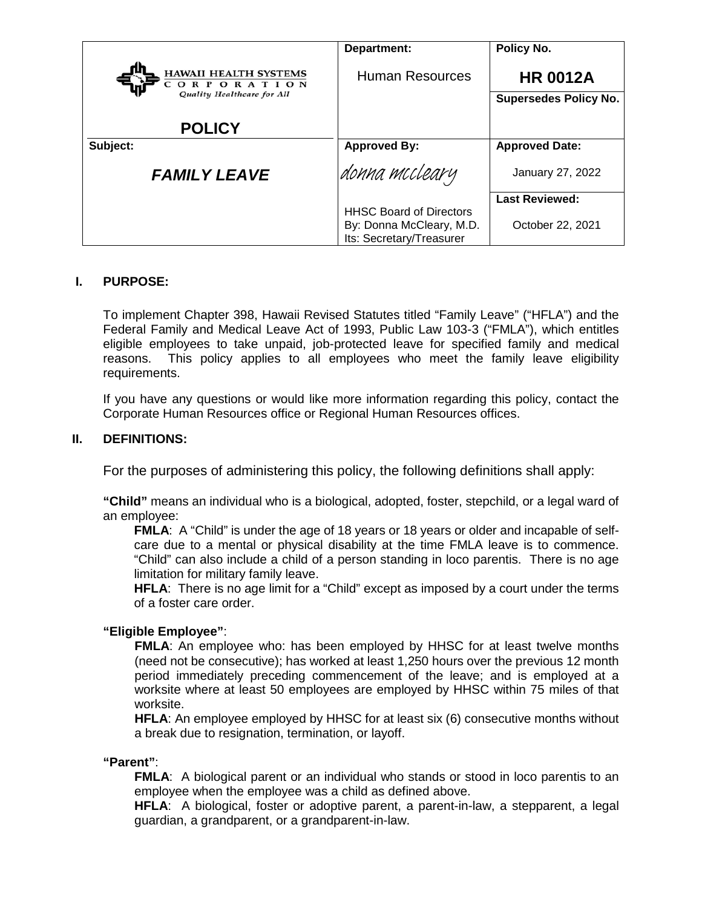| HAWAII HEALTH SYSTEMS CORPORATION *Quality Healthcare for All* | **Department:** | **Policy No.** |
|---|---|---|
| | Human Resources | **HR 0012A** |
| **POLICY** | | **Supersedes Policy No.** |
| **Subject:** | **Approved By:** | **Approved Date:** |
| ***FAMILY LEAVE*** | donna mccleary | January 27, 2022 |
| | HHSC Board of Directors By: Donna McCleary, M.D. Its: Secretary/Treasurer | **Last Reviewed:** October 22, 2021 |

## I. PURPOSE:

To implement Chapter 398, Hawaii Revised Statutes titled "Family Leave" ("HFLA") and the Federal Family and Medical Leave Act of 1993, Public Law 103-3 ("FMLA"), which entitles eligible employees to take unpaid, job-protected leave for specified family and medical reasons. This policy applies to all employees who meet the family leave eligibility requirements.

If you have any questions or would like more information regarding this policy, contact the Corporate Human Resources office or Regional Human Resources offices.

## II. DEFINITIONS:

For the purposes of administering this policy, the following definitions shall apply:

**"Child"** means an individual who is a biological, adopted, foster, stepchild, or a legal ward of an employee:

**FMLA**: A "Child" is under the age of 18 years or 18 years or older and incapable of self-care due to a mental or physical disability at the time FMLA leave is to commence. "Child" can also include a child of a person standing in loco parentis. There is no age limitation for military family leave.

**HFLA**: There is no age limit for a "Child" except as imposed by a court under the terms of a foster care order.

**"Eligible Employee"**:

**FMLA**: An employee who: has been employed by HHSC for at least twelve months (need not be consecutive); has worked at least 1,250 hours over the previous 12 month period immediately preceding commencement of the leave; and is employed at a worksite where at least 50 employees are employed by HHSC within 75 miles of that worksite.

**HFLA**: An employee employed by HHSC for at least six (6) consecutive months without a break due to resignation, termination, or layoff.

**"Parent"**:

**FMLA**: A biological parent or an individual who stands or stood in loco parentis to an employee when the employee was a child as defined above.

**HFLA**: A biological, foster or adoptive parent, a parent-in-law, a stepparent, a legal guardian, a grandparent, or a grandparent-in-law.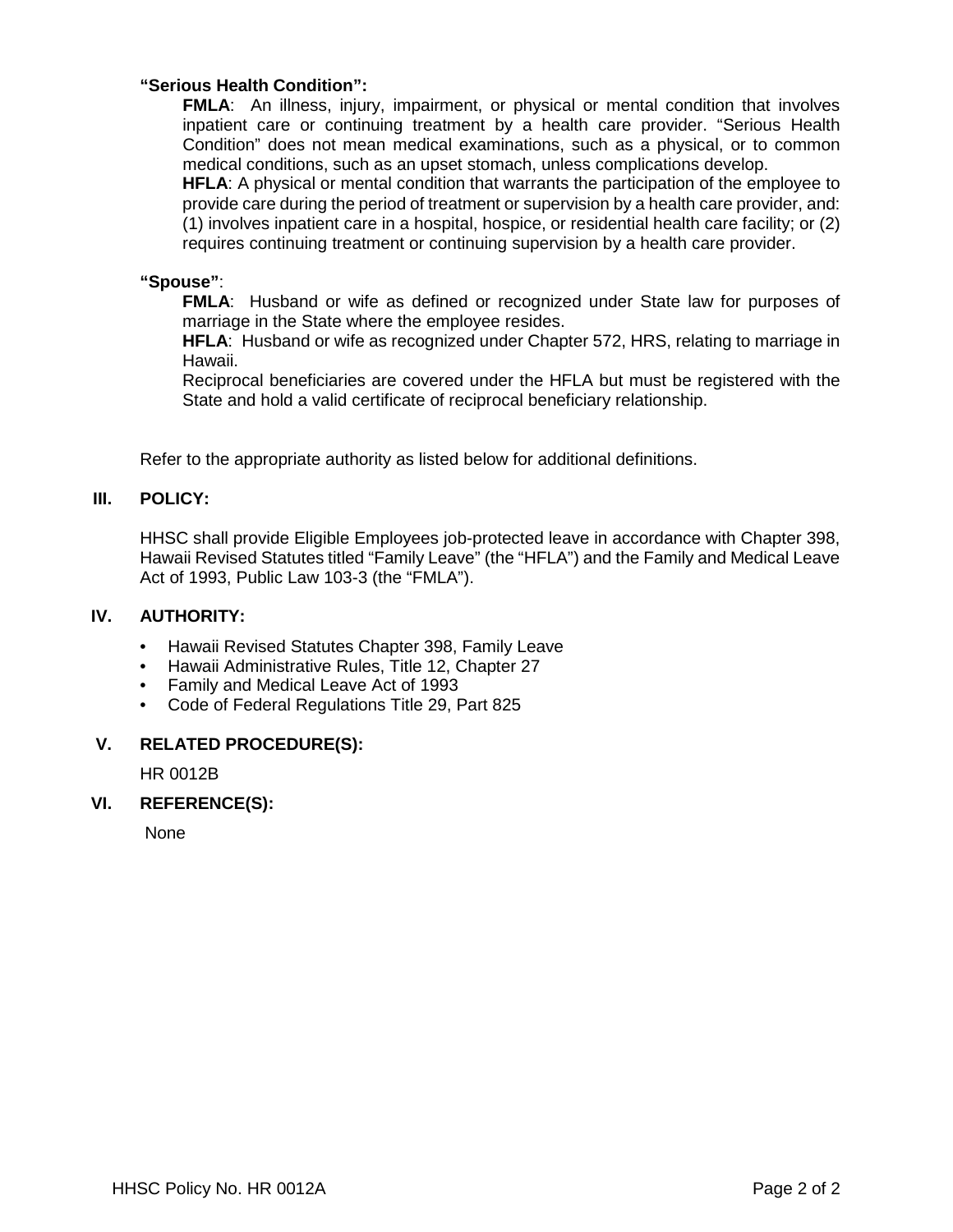**"Serious Health Condition":**

**FMLA**: An illness, injury, impairment, or physical or mental condition that involves inpatient care or continuing treatment by a health care provider. "Serious Health Condition" does not mean medical examinations, such as a physical, or to common medical conditions, such as an upset stomach, unless complications develop.

**HFLA**: A physical or mental condition that warrants the participation of the employee to provide care during the period of treatment or supervision by a health care provider, and: (1) involves inpatient care in a hospital, hospice, or residential health care facility; or (2) requires continuing treatment or continuing supervision by a health care provider.

**"Spouse"**:

**FMLA**: Husband or wife as defined or recognized under State law for purposes of marriage in the State where the employee resides.

**HFLA**: Husband or wife as recognized under Chapter 572, HRS, relating to marriage in Hawaii.

Reciprocal beneficiaries are covered under the HFLA but must be registered with the State and hold a valid certificate of reciprocal beneficiary relationship.

Refer to the appropriate authority as listed below for additional definitions.

## III. POLICY:

HHSC shall provide Eligible Employees job-protected leave in accordance with Chapter 398, Hawaii Revised Statutes titled "Family Leave" (the "HFLA") and the Family and Medical Leave Act of 1993, Public Law 103-3 (the "FMLA").

## IV. AUTHORITY:

- Hawaii Revised Statutes Chapter 398, Family Leave
- Hawaii Administrative Rules, Title 12, Chapter 27
- Family and Medical Leave Act of 1993
- Code of Federal Regulations Title 29, Part 825

## V. RELATED PROCEDURE(S):

HR 0012B

## VI. REFERENCE(S):

None